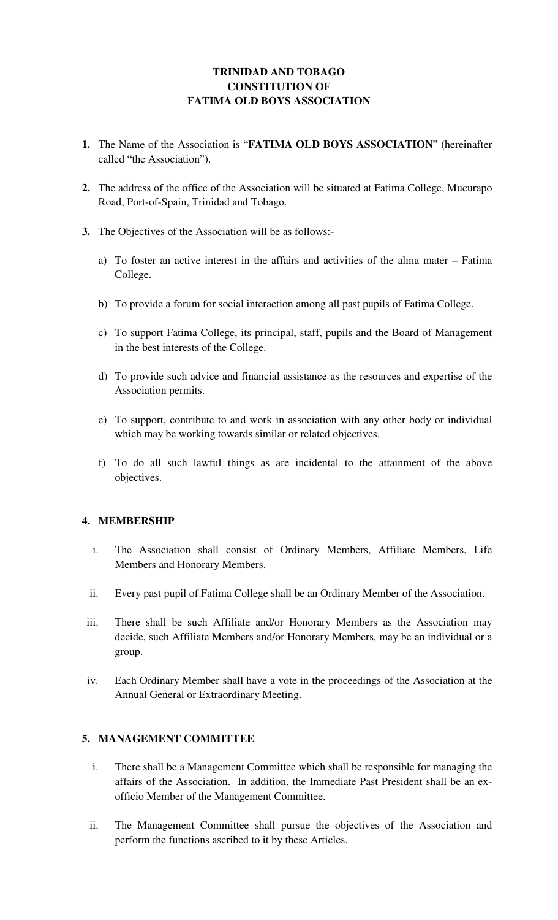# TRINIDAD AND TOBAGO
# CONSTITUTION OF
# FATIMA OLD BOYS ASSOCIATION

**1.** The Name of the Association is "**FATIMA OLD BOYS ASSOCIATION**" (hereinafter called "the Association").

**2.** The address of the office of the Association will be situated at Fatima College, Mucurapo Road, Port-of-Spain, Trinidad and Tobago.

**3.** The Objectives of the Association will be as follows:-

a) To foster an active interest in the affairs and activities of the alma mater – Fatima College.

b) To provide a forum for social interaction among all past pupils of Fatima College.

c) To support Fatima College, its principal, staff, pupils and the Board of Management in the best interests of the College.

d) To provide such advice and financial assistance as the resources and expertise of the Association permits.

e) To support, contribute to and work in association with any other body or individual which may be working towards similar or related objectives.

f) To do all such lawful things as are incidental to the attainment of the above objectives.

## 4. MEMBERSHIP

i. The Association shall consist of Ordinary Members, Affiliate Members, Life Members and Honorary Members.

ii. Every past pupil of Fatima College shall be an Ordinary Member of the Association.

iii. There shall be such Affiliate and/or Honorary Members as the Association may decide, such Affiliate Members and/or Honorary Members, may be an individual or a group.

iv. Each Ordinary Member shall have a vote in the proceedings of the Association at the Annual General or Extraordinary Meeting.

## 5. MANAGEMENT COMMITTEE

i. There shall be a Management Committee which shall be responsible for managing the affairs of the Association. In addition, the Immediate Past President shall be an ex-officio Member of the Management Committee.

ii. The Management Committee shall pursue the objectives of the Association and perform the functions ascribed to it by these Articles.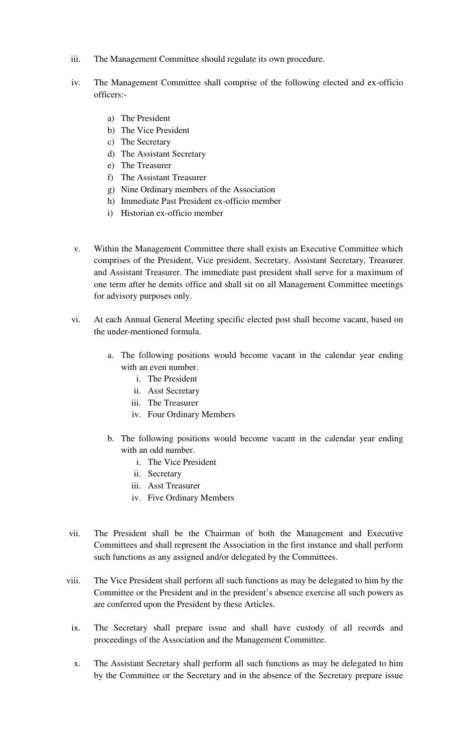iii. The Management Committee should regulate its own procedure.

iv. The Management Committee shall comprise of the following elected and ex-officio officers:-

   a) The President
   b) The Vice President
   c) The Secretary
   d) The Assistant Secretary
   e) The Treasurer
   f) The Assistant Treasurer
   g) Nine Ordinary members of the Association
   h) Immediate Past President ex-officio member
   i) Historian ex-officio member

v. Within the Management Committee there shall exists an Executive Committee which comprises of the President, Vice president, Secretary, Assistant Secretary, Treasurer and Assistant Treasurer. The immediate past president shall serve for a maximum of one term after he demits office and shall sit on all Management Committee meetings for advisory purposes only.

vi. At each Annual General Meeting specific elected post shall become vacant, based on the under-mentioned formula.

   a. The following positions would become vacant in the calendar year ending with an even number.
      i. The President
      ii. Asst Secretary
      iii. The Treasurer
      iv. Four Ordinary Members

   b. The following positions would become vacant in the calendar year ending with an odd number.
      i. The Vice President
      ii. Secretary
      iii. Asst Treasurer
      iv. Five Ordinary Members

vii. The President shall be the Chairman of both the Management and Executive Committees and shall represent the Association in the first instance and shall perform such functions as any assigned and/or delegated by the Committees.

viii. The Vice President shall perform all such functions as may be delegated to him by the Committee or the President and in the president's absence exercise all such powers as are conferred upon the President by these Articles.

ix. The Secretary shall prepare issue and shall have custody of all records and proceedings of the Association and the Management Committee.

x. The Assistant Secretary shall perform all such functions as may be delegated to him by the Committee or the Secretary and in the absence of the Secretary prepare issue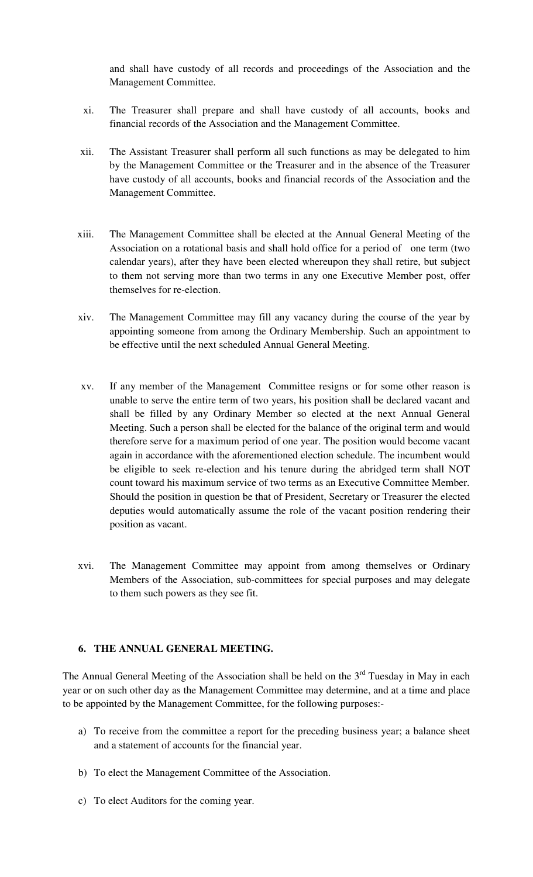and shall have custody of all records and proceedings of the Association and the Management Committee.

xi. The Treasurer shall prepare and shall have custody of all accounts, books and financial records of the Association and the Management Committee.

xii. The Assistant Treasurer shall perform all such functions as may be delegated to him by the Management Committee or the Treasurer and in the absence of the Treasurer have custody of all accounts, books and financial records of the Association and the Management Committee.

xiii. The Management Committee shall be elected at the Annual General Meeting of the Association on a rotational basis and shall hold office for a period of one term (two calendar years), after they have been elected whereupon they shall retire, but subject to them not serving more than two terms in any one Executive Member post, offer themselves for re-election.

xiv. The Management Committee may fill any vacancy during the course of the year by appointing someone from among the Ordinary Membership. Such an appointment to be effective until the next scheduled Annual General Meeting.

xv. If any member of the Management Committee resigns or for some other reason is unable to serve the entire term of two years, his position shall be declared vacant and shall be filled by any Ordinary Member so elected at the next Annual General Meeting. Such a person shall be elected for the balance of the original term and would therefore serve for a maximum period of one year. The position would become vacant again in accordance with the aforementioned election schedule. The incumbent would be eligible to seek re-election and his tenure during the abridged term shall NOT count toward his maximum service of two terms as an Executive Committee Member. Should the position in question be that of President, Secretary or Treasurer the elected deputies would automatically assume the role of the vacant position rendering their position as vacant.

xvi. The Management Committee may appoint from among themselves or Ordinary Members of the Association, sub-committees for special purposes and may delegate to them such powers as they see fit.

**6. THE ANNUAL GENERAL MEETING.**

The Annual General Meeting of the Association shall be held on the 3rd Tuesday in May in each year or on such other day as the Management Committee may determine, and at a time and place to be appointed by the Management Committee, for the following purposes:-

a) To receive from the committee a report for the preceding business year; a balance sheet and a statement of accounts for the financial year.

b) To elect the Management Committee of the Association.

c) To elect Auditors for the coming year.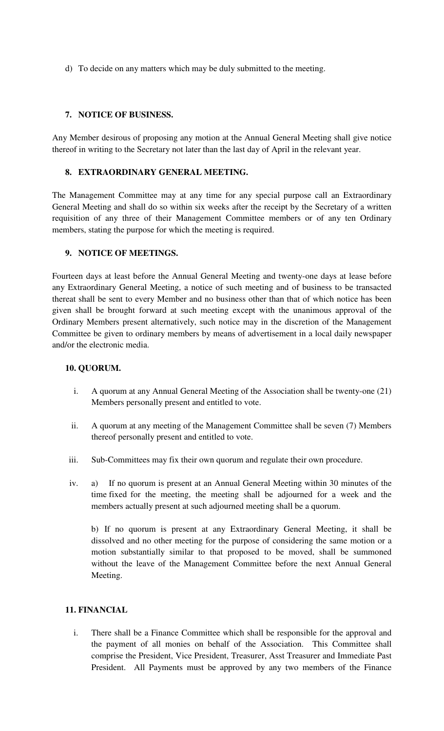d) To decide on any matters which may be duly submitted to the meeting.

## 7. NOTICE OF BUSINESS.

Any Member desirous of proposing any motion at the Annual General Meeting shall give notice thereof in writing to the Secretary not later than the last day of April in the relevant year.

## 8. EXTRAORDINARY GENERAL MEETING.

The Management Committee may at any time for any special purpose call an Extraordinary General Meeting and shall do so within six weeks after the receipt by the Secretary of a written requisition of any three of their Management Committee members or of any ten Ordinary members, stating the purpose for which the meeting is required.

## 9. NOTICE OF MEETINGS.

Fourteen days at least before the Annual General Meeting and twenty-one days at lease before any Extraordinary General Meeting, a notice of such meeting and of business to be transacted thereat shall be sent to every Member and no business other than that of which notice has been given shall be brought forward at such meeting except with the unanimous approval of the Ordinary Members present alternatively, such notice may in the discretion of the Management Committee be given to ordinary members by means of advertisement in a local daily newspaper and/or the electronic media.

## 10. QUORUM.

i. A quorum at any Annual General Meeting of the Association shall be twenty-one (21) Members personally present and entitled to vote.

ii. A quorum at any meeting of the Management Committee shall be seven (7) Members thereof personally present and entitled to vote.

iii. Sub-Committees may fix their own quorum and regulate their own procedure.

iv. a) If no quorum is present at an Annual General Meeting within 30 minutes of the time fixed for the meeting, the meeting shall be adjourned for a week and the members actually present at such adjourned meeting shall be a quorum.

b) If no quorum is present at any Extraordinary General Meeting, it shall be dissolved and no other meeting for the purpose of considering the same motion or a motion substantially similar to that proposed to be moved, shall be summoned without the leave of the Management Committee before the next Annual General Meeting.

## 11. FINANCIAL

i. There shall be a Finance Committee which shall be responsible for the approval and the payment of all monies on behalf of the Association. This Committee shall comprise the President, Vice President, Treasurer, Asst Treasurer and Immediate Past President. All Payments must be approved by any two members of the Finance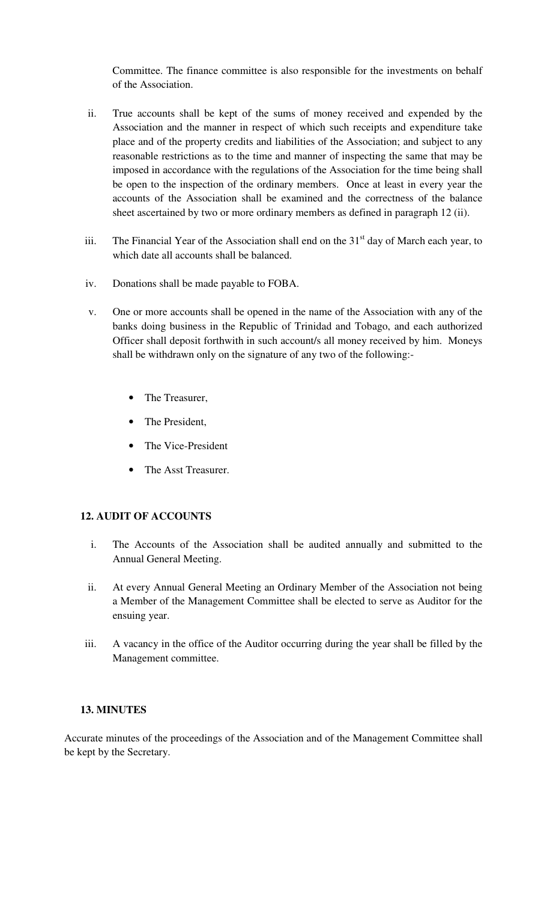Committee. The finance committee is also responsible for the investments on behalf of the Association.

ii. True accounts shall be kept of the sums of money received and expended by the Association and the manner in respect of which such receipts and expenditure take place and of the property credits and liabilities of the Association; and subject to any reasonable restrictions as to the time and manner of inspecting the same that may be imposed in accordance with the regulations of the Association for the time being shall be open to the inspection of the ordinary members. Once at least in every year the accounts of the Association shall be examined and the correctness of the balance sheet ascertained by two or more ordinary members as defined in paragraph 12 (ii).

iii. The Financial Year of the Association shall end on the 31st day of March each year, to which date all accounts shall be balanced.

iv. Donations shall be made payable to FOBA.

v. One or more accounts shall be opened in the name of the Association with any of the banks doing business in the Republic of Trinidad and Tobago, and each authorized Officer shall deposit forthwith in such account/s all money received by him. Moneys shall be withdrawn only on the signature of any two of the following:-

- The Treasurer,
- The President,
- The Vice-President
- The Asst Treasurer.

### 12. AUDIT OF ACCOUNTS

i. The Accounts of the Association shall be audited annually and submitted to the Annual General Meeting.

ii. At every Annual General Meeting an Ordinary Member of the Association not being a Member of the Management Committee shall be elected to serve as Auditor for the ensuing year.

iii. A vacancy in the office of the Auditor occurring during the year shall be filled by the Management committee.

### 13. MINUTES

Accurate minutes of the proceedings of the Association and of the Management Committee shall be kept by the Secretary.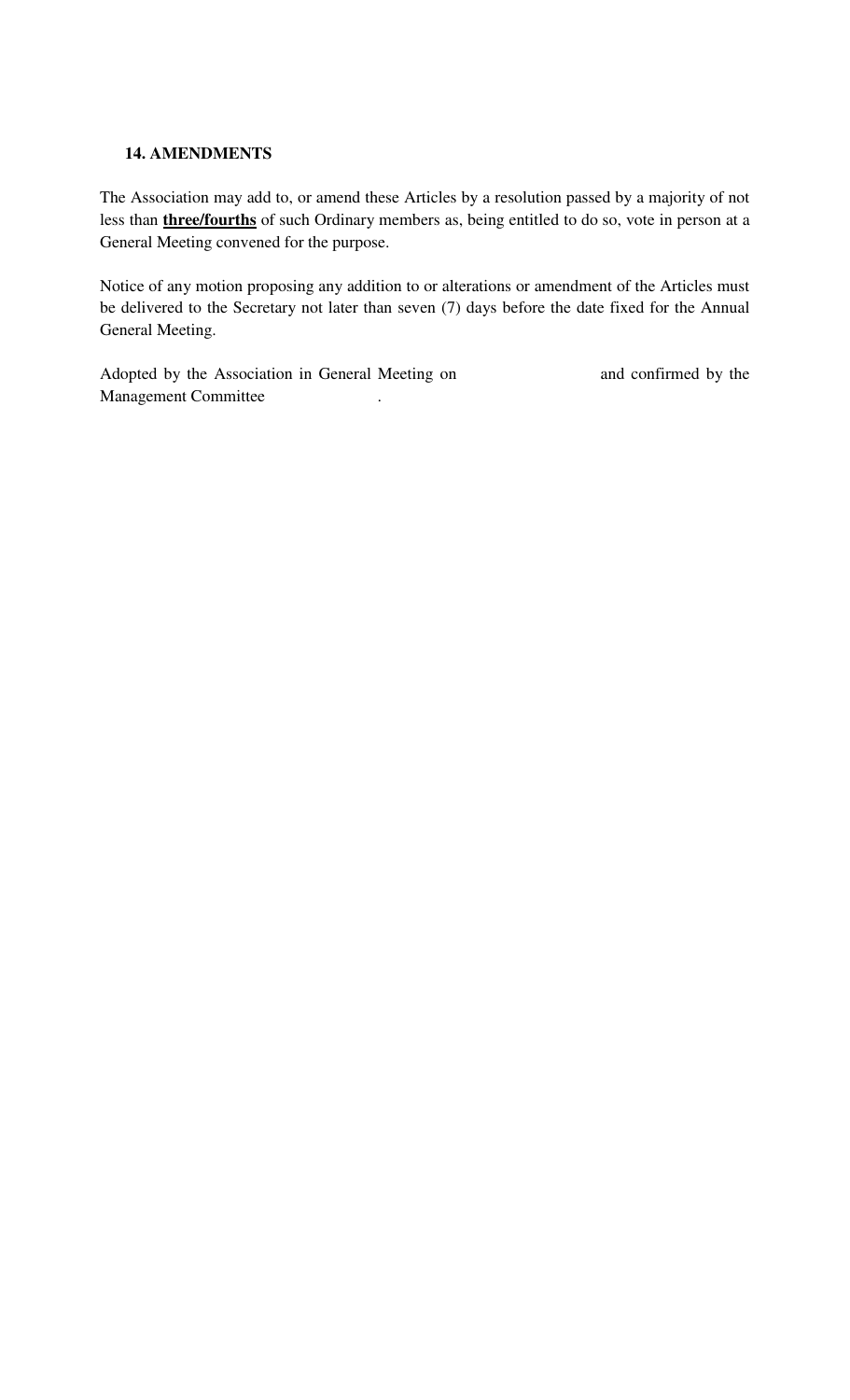**14. AMENDMENTS**

The Association may add to, or amend these Articles by a resolution passed by a majority of not less than **<u>three/fourths</u>** of such Ordinary members as, being entitled to do so, vote in person at a General Meeting convened for the purpose.

Notice of any motion proposing any addition to or alterations or amendment of the Articles must be delivered to the Secretary not later than seven (7) days before the date fixed for the Annual General Meeting.

Adopted by the Association in General Meeting on and confirmed by the Management Committee .